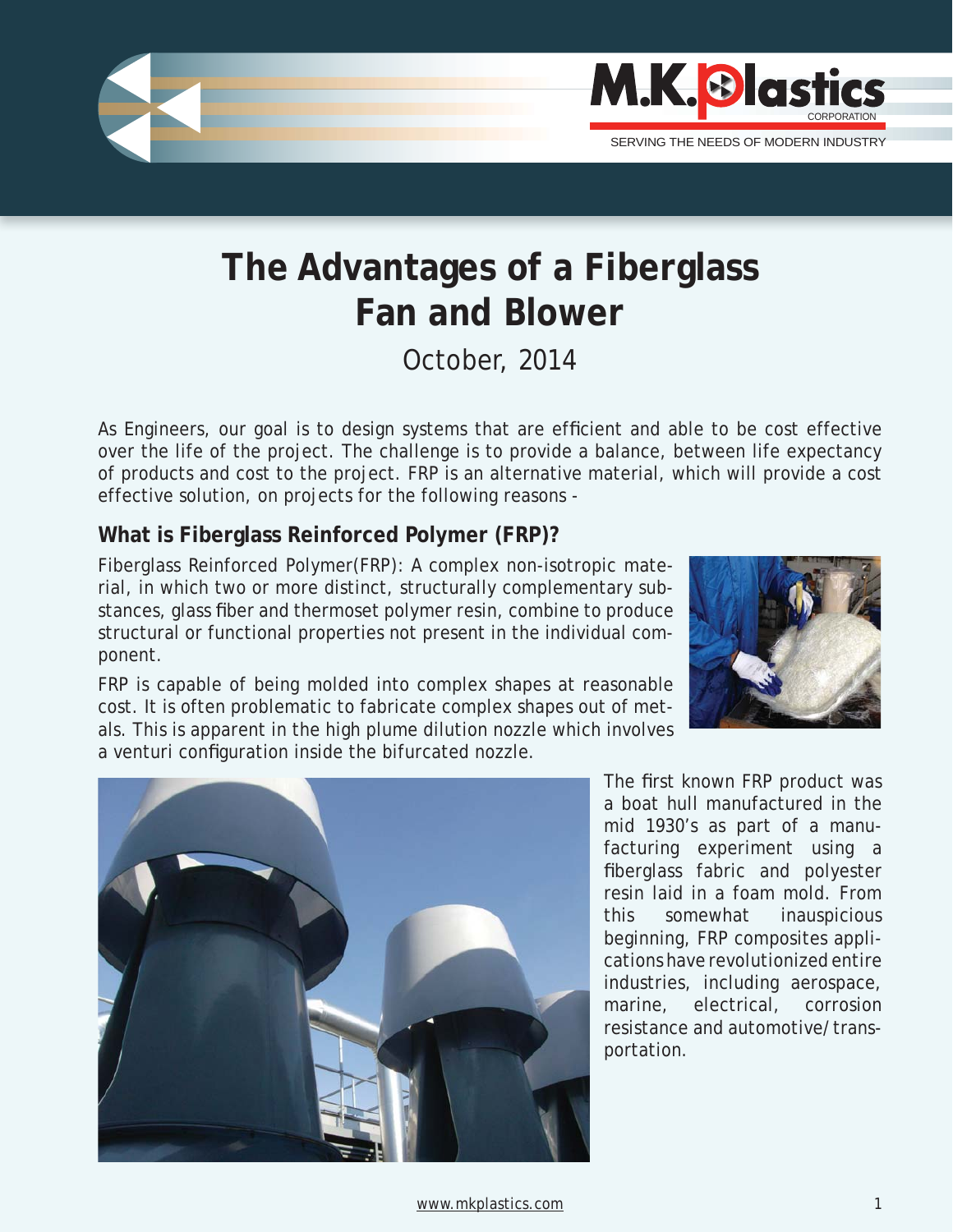# The Advantages of a Fiberglass Fan and Blower

October, 2014

As Engineers, our goal is to design systems that are efficient and able to be cost effective over the life of the project. The challenge is to provide a balance, between life expectancy of products and cost to the project. FRP is an alternative material, which will provide a cost effective solution, on projects for the following reasons -

## What is Fiberglass Reinforced Polymer (FRP)?

Fiberglass Reinforced Polymer(FRP): A complex non-isotropic material, in which two or more distinct, structurally complementary substances, glass fiber and thermoset polymer resin, combine to produce structural or functional properties not present in the individual component.

FRP is capable of being molded into complex shapes at reasonable cost. It is often problematic to fabricate complex shapes out of metals. This is apparent in the high plume dilution nozzle which involves a venturi configuration inside the bifurcated nozzle.

The first known FRP product was a boat hull manufactured in the mid 1930's as part of a manufacturing experiment using a fiberglass fabric and polyester resin laid in a foam mold. From this somewhat inauspicious beginning, FRP composites applications have revolutionized entire industries, including aerospace, marine, electrical, corrosion resistance and automotive/transportation.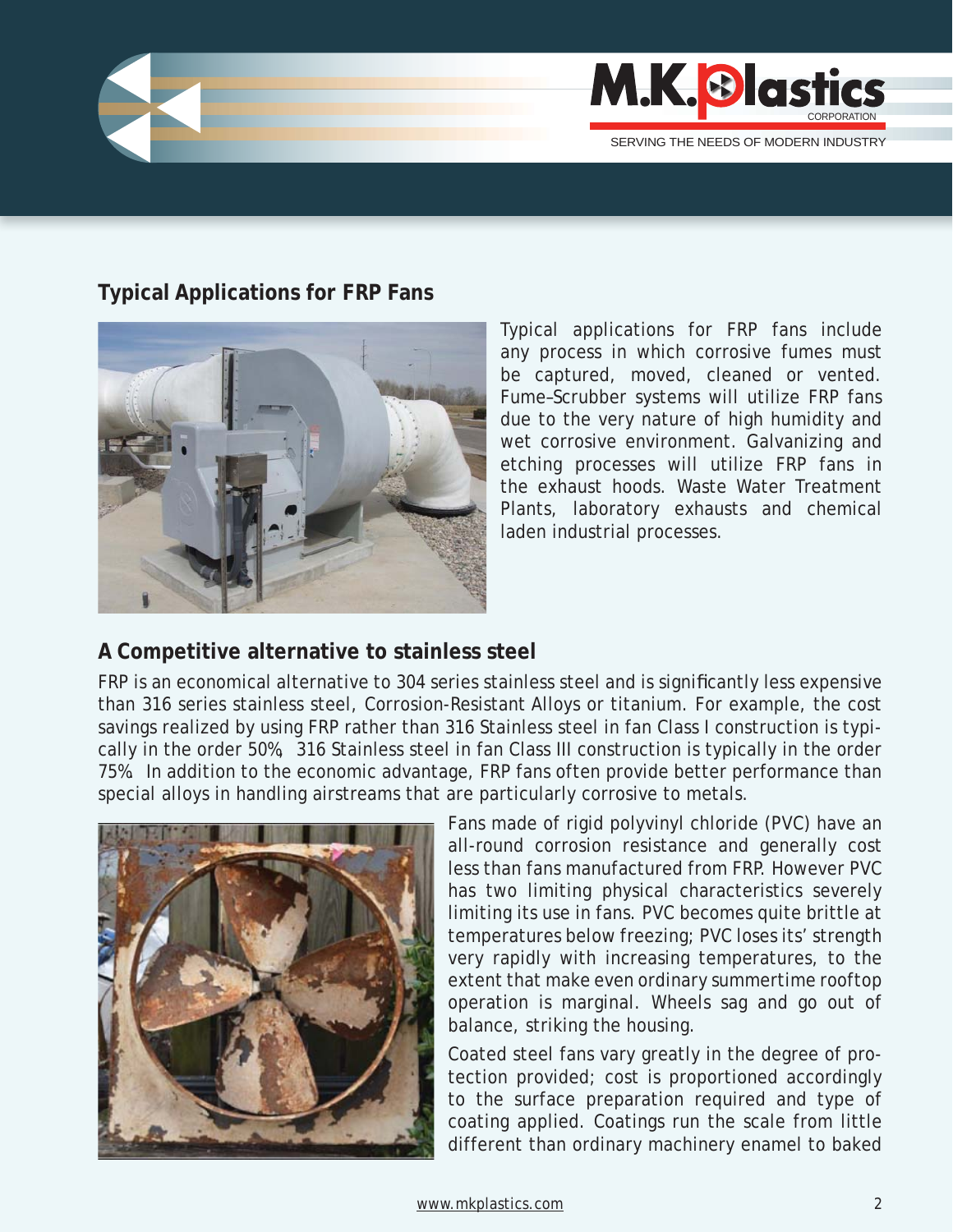## Typical Applications for FRP Fans

Typical applications for FRP fans include any process in which corrosive fumes must be captured, moved, cleaned or vented. Fume–Scrubber systems will utilize FRP fans due to the very nature of high humidity and wet corrosive environment. Galvanizing and etching processes will utilize FRP fans in the exhaust hoods. Waste Water Treatment Plants, laboratory exhausts and chemical laden industrial processes.

## A Competitive alternative to stainless steel

FRP is an economical alternative to 304 series stainless steel and is significantly less expensive than 316 series stainless steel, Corrosion-Resistant Alloys or titanium. For example, the cost savings realized by using FRP rather than 316 Stainless steel in fan Class I construction is typically in the order 50%, 316 Stainless steel in fan Class III construction is typically in the order 75%. In addition to the economic advantage, FRP fans often provide better performance than special alloys in handling airstreams that are particularly corrosive to metals.

Fans made of rigid polyvinyl chloride (PVC) have an all-round corrosion resistance and generally cost less than fans manufactured from FRP. However PVC has two limiting physical characteristics severely limiting its use in fans. PVC becomes quite brittle at temperatures below freezing; PVC loses its' strength very rapidly with increasing temperatures, to the extent that make even ordinary summertime rooftop operation is marginal. Wheels sag and go out of balance, striking the housing.

Coated steel fans vary greatly in the degree of protection provided; cost is proportioned accordingly to the surface preparation required and type of coating applied. Coatings run the scale from little different than ordinary machinery enamel to baked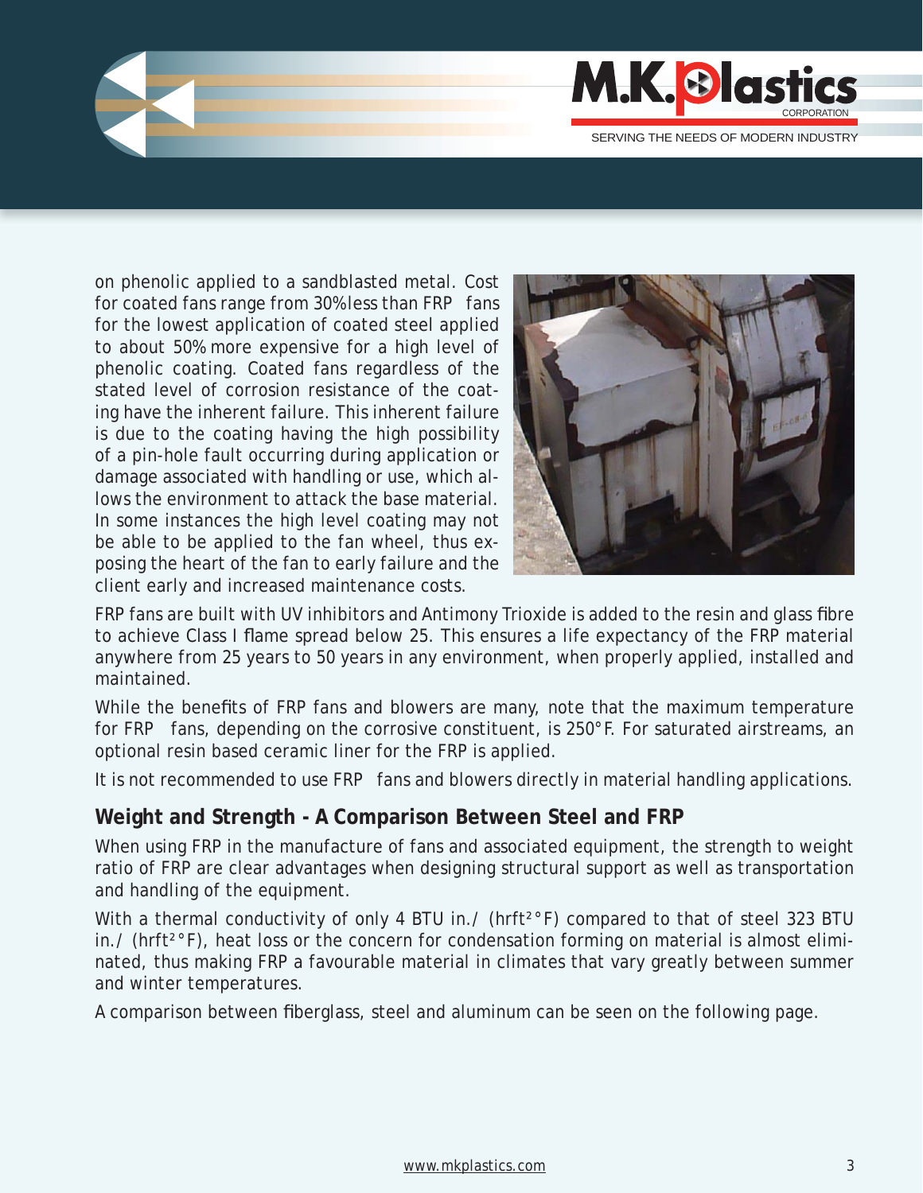on phenolic applied to a sandblasted metal. Cost for coated fans range from 30% less than FRP fans for the lowest application of coated steel applied to about 50% more expensive for a high level of phenolic coating. Coated fans regardless of the stated level of corrosion resistance of the coating have the inherent failure. This inherent failure is due to the coating having the high possibility of a pin-hole fault occurring during application or damage associated with handling or use, which allows the environment to attack the base material. In some instances the high level coating may not be able to be applied to the fan wheel, thus exposing the heart of the fan to early failure and the client early and increased maintenance costs.

FRP fans are built with UV inhibitors and Antimony Trioxide is added to the resin and glass fibre to achieve Class I flame spread below 25. This ensures a life expectancy of the FRP material anywhere from 25 years to 50 years in any environment, when properly applied, installed and maintained.

While the benefits of FRP fans and blowers are many, note that the maximum temperature for FRP fans, depending on the corrosive constituent, is 250°F. For saturated airstreams, an optional resin based ceramic liner for the FRP is applied.

It is not recommended to use FRP fans and blowers directly in material handling applications.

## Weight and Strength - A Comparison Between Steel and FRP

When using FRP in the manufacture of fans and associated equipment, the strength to weight ratio of FRP are clear advantages when designing structural support as well as transportation and handling of the equipment.

With a thermal conductivity of only 4 BTU in./ (hrft$^2$°F) compared to that of steel 323 BTU in./ (hrft$^2$°F), heat loss or the concern for condensation forming on material is almost eliminated, thus making FRP a favourable material in climates that vary greatly between summer and winter temperatures.

A comparison between fiberglass, steel and aluminum can be seen on the following page.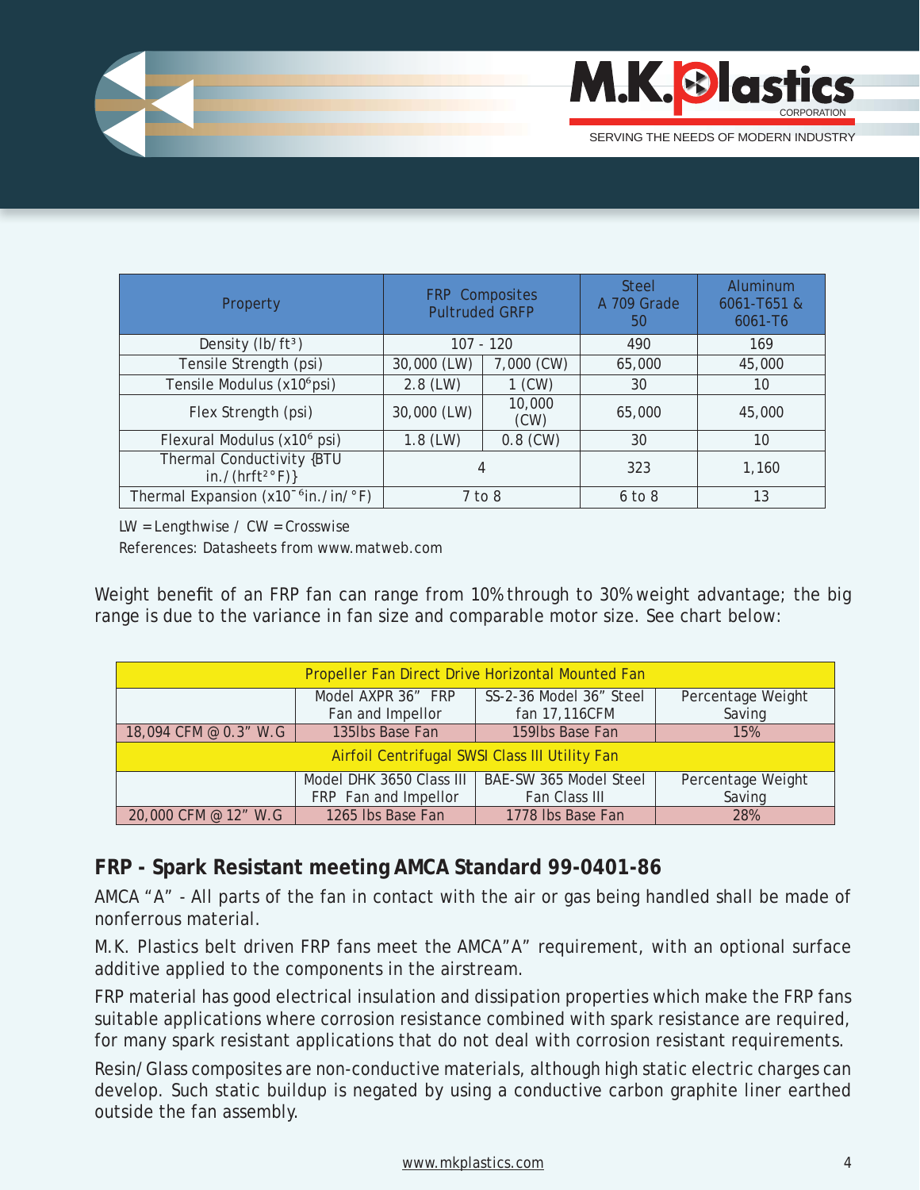| Property | FRP Composites Pultruded GRFP | | Steel A 709 Grade 50 | Aluminum 6061-T651 & 6061-T6 |
|---|---|---|---|---|
| Density (lb/ft$^3$) | 107 - 120 | | 490 | 169 |
| Tensile Strength (psi) | 30,000 (LW) | 7,000 (CW) | 65,000 | 45,000 |
| Tensile Modulus (x10$^6$psi) | 2.8 (LW) | 1 (CW) | 30 | 10 |
| Flex Strength (psi) | 30,000 (LW) | 10,000 (CW) | 65,000 | 45,000 |
| Flexural Modulus (x10$^6$ psi) | 1.8 (LW) | 0.8 (CW) | 30 | 10 |
| Thermal Conductivity {BTU in./(hrft$^2$°F)} | 4 | | 323 | 1,160 |
| Thermal Expansion (x10$^{-6}$in./in/°F) | 7 to 8 | | 6 to 8 | 13 |

LW = Lengthwise / CW = Crosswise

References: Datasheets from www.matweb.com

Weight benefit of an FRP fan can range from 10% through to 30% weight advantage; the big range is due to the variance in fan size and comparable motor size. See chart below:

| Propeller Fan Direct Drive Horizontal Mounted Fan | | | |
|---|---|---|---|
| | Model AXPR 36" FRP Fan and Impellor | SS-2-36 Model 36" Steel fan 17,116CFM | Percentage Weight Saving |
| 18,094 CFM @ 0.3" W.G | 135lbs Base Fan | 159lbs Base Fan | 15% |
| **Airfoil Centrifugal SWSI Class III Utility Fan** | | | |
| | Model DHK 3650 Class III FRP Fan and Impellor | BAE-SW 365 Model Steel Fan Class III | Percentage Weight Saving |
| 20,000 CFM @ 12" W.G | 1265 lbs Base Fan | 1778 lbs Base Fan | 28% |

## FRP - Spark Resistant meeting AMCA Standard 99-0401-86

AMCA "A" - All parts of the fan in contact with the air or gas being handled shall be made of nonferrous material.

M.K. Plastics belt driven FRP fans meet the AMCA"A" requirement, with an optional surface additive applied to the components in the airstream.

FRP material has good electrical insulation and dissipation properties which make the FRP fans suitable applications where corrosion resistance combined with spark resistance are required, for many spark resistant applications that do not deal with corrosion resistant requirements.

Resin/Glass composites are non-conductive materials, although high static electric charges can develop. Such static buildup is negated by using a conductive carbon graphite liner earthed outside the fan assembly.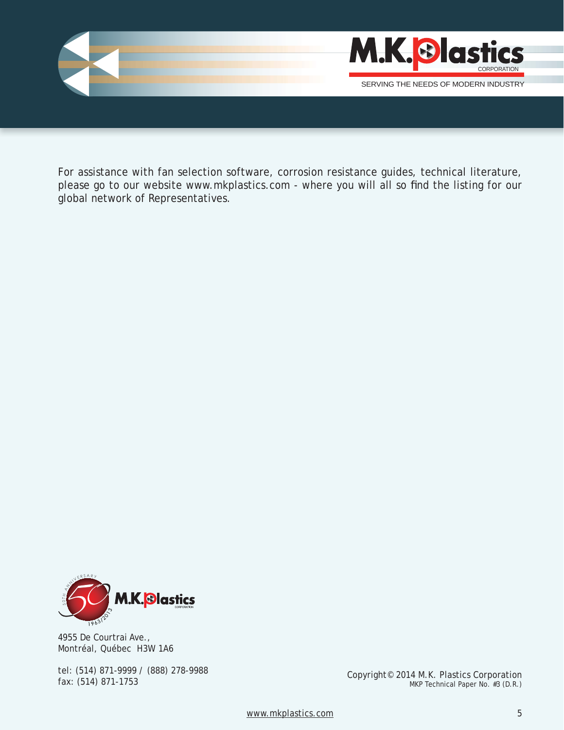M.K. Plastics Corporation

SERVING THE NEEDS OF MODERN INDUSTRY

For assistance with fan selection software, corrosion resistance guides, technical literature, please go to our website www.mkplastics.com - where you will all so find the listing for our global network of Representatives.

50th Anniversary 1963/2013 M.K. Plastics Corporation

4955 De Courtrai Ave.,
Montréal, Québec H3W 1A6

tel: (514) 871-9999 / (888) 278-9988
fax: (514) 871-1753

Copyright © 2014 M.K. Plastics Corporation
MKP Technical Paper No. #3 (D.R.)

www.mkplastics.com